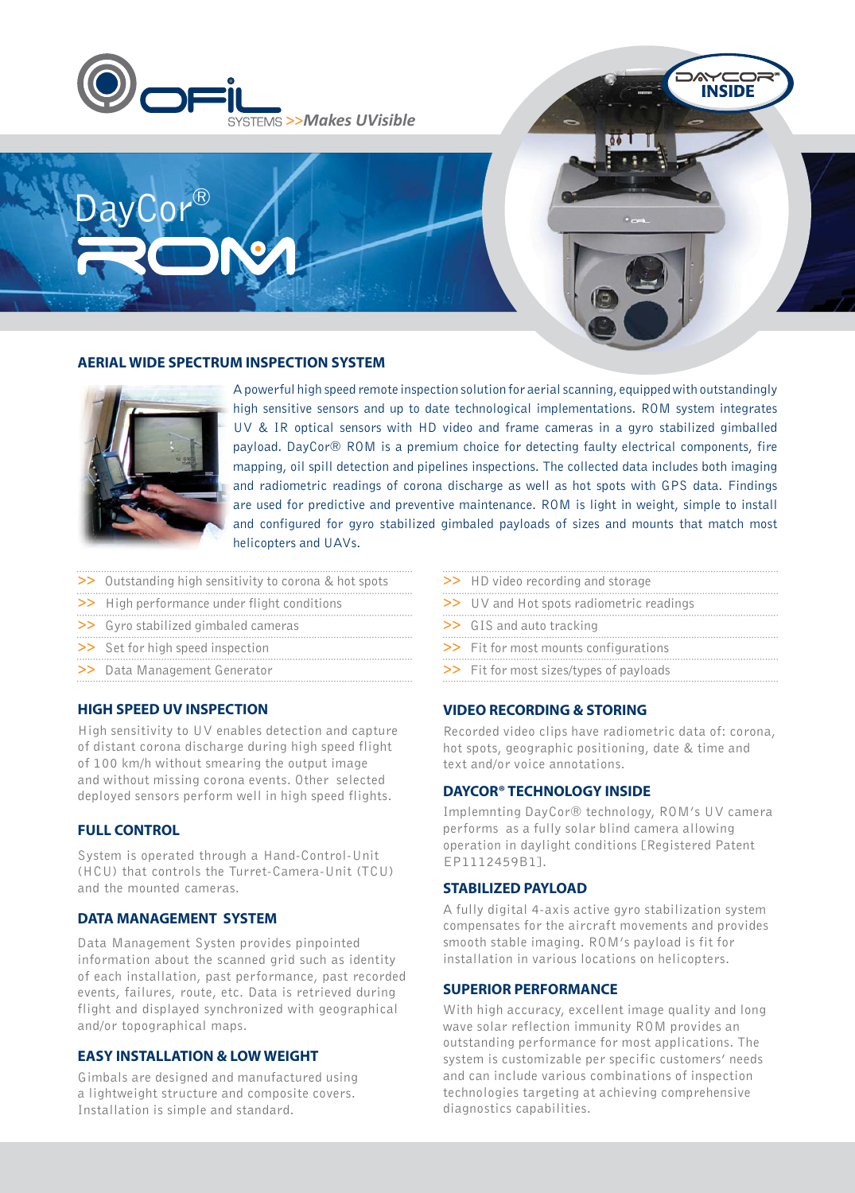OFIL SYSTEMS >>Makes UVisible

DAYCOR® INSIDE

# DayCor® ROM

## AERIAL WIDE SPECTRUM INSPECTION SYSTEM

A powerful high speed remote inspection solution for aerial scanning, equipped with outstandingly high sensitive sensors and up to date technological implementations. ROM system integrates UV & IR optical sensors with HD video and frame cameras in a gyro stabilized gimballed payload. DayCor® ROM is a premium choice for detecting faulty electrical components, fire mapping, oil spill detection and pipelines inspections. The collected data includes both imaging and radiometric readings of corona discharge as well as hot spots with GPS data. Findings are used for predictive and preventive maintenance. ROM is light in weight, simple to install and configured for gyro stabilized gimbaled payloads of sizes and mounts that match most helicopters and UAVs.

- >> Outstanding high sensitivity to corona & hot spots
- >> High performance under flight conditions
- >> Gyro stabilized gimbaled cameras
- >> Set for high speed inspection
- >> Data Management Generator
- >> HD video recording and storage
- >> UV and Hot spots radiometric readings
- >> GIS and auto tracking
- >> Fit for most mounts configurations
- >> Fit for most sizes/types of payloads

### HIGH SPEED UV INSPECTION

High sensitivity to UV enables detection and capture of distant corona discharge during high speed flight of 100 km/h without smearing the output image and without missing corona events. Other selected deployed sensors perform well in high speed flights.

### FULL CONTROL

System is operated through a Hand-Control-Unit (HCU) that controls the Turret-Camera-Unit (TCU) and the mounted cameras.

### DATA MANAGEMENT SYSTEM

Data Management Systen provides pinpointed information about the scanned grid such as identity of each installation, past performance, past recorded events, failures, route, etc. Data is retrieved during flight and displayed synchronized with geographical and/or topographical maps.

### EASY INSTALLATION & LOW WEIGHT

Gimbals are designed and manufactured using a lightweight structure and composite covers. Installation is simple and standard.

### VIDEO RECORDING & STORING

Recorded video clips have radiometric data of: corona, hot spots, geographic positioning, date & time and text and/or voice annotations.

### DAYCOR® TECHNOLOGY INSIDE

Implemnting DayCor® technology, ROM's UV camera performs as a fully solar blind camera allowing operation in daylight conditions [Registered Patent EP1112459B1].

### STABILIZED PAYLOAD

A fully digital 4-axis active gyro stabilization system compensates for the aircraft movements and provides smooth stable imaging. ROM's payload is fit for installation in various locations on helicopters.

### SUPERIOR PERFORMANCE

With high accuracy, excellent image quality and long wave solar reflection immunity ROM provides an outstanding performance for most applications. The system is customizable per specific customers' needs and can include various combinations of inspection technologies targeting at achieving comprehensive diagnostics capabilities.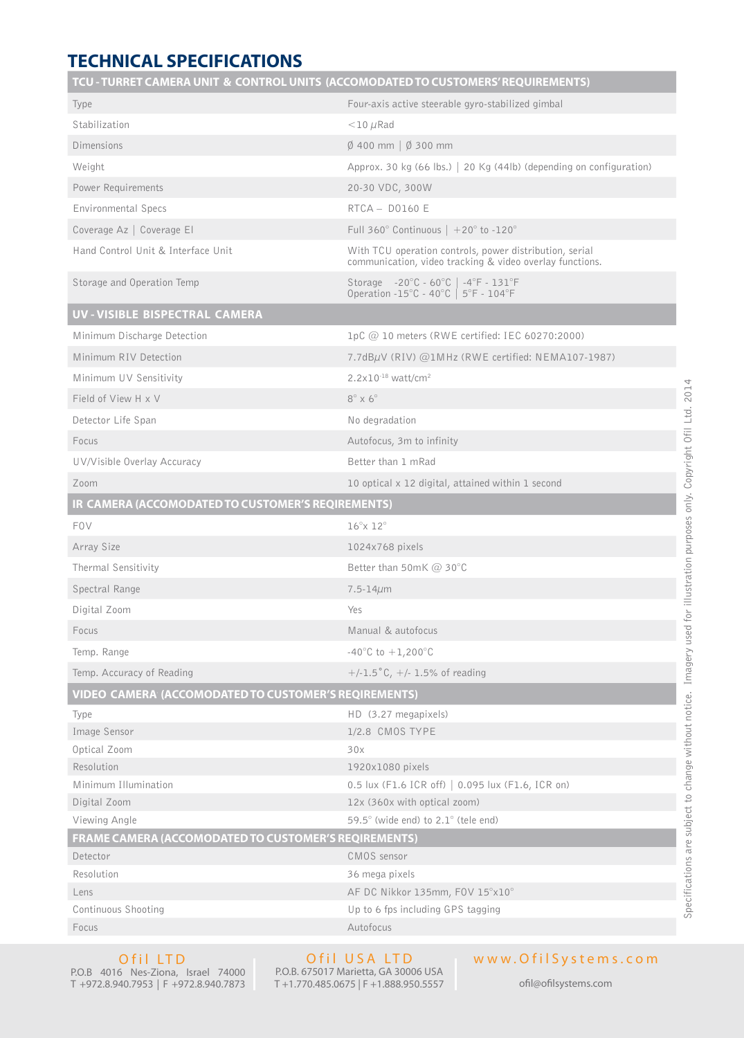# TECHNICAL SPECIFICATIONS

| TCU - TURRET CAMERA UNIT & CONTROL UNITS (ACCOMODATED TO CUSTOMERS' REQUIREMENTS) | |
|---|---|
| Type | Four-axis active steerable gyro-stabilized gimbal |
| Stabilization | <10 µRad |
| Dimensions | Ø 400 mm \| Ø 300 mm |
| Weight | Approx. 30 kg (66 lbs.) \| 20 Kg (44lb) (depending on configuration) |
| Power Requirements | 20-30 VDC, 300W |
| Environmental Specs | RTCA – D0160 E |
| Coverage Az \| Coverage El | Full 360° Continuous \| +20° to -120° |
| Hand Control Unit & Interface Unit | With TCU operation controls, power distribution, serial communication, video tracking & video overlay functions. |
| Storage and Operation Temp | Storage -20°C - 60°C \| -4°F - 131°F<br>Operation -15°C - 40°C \| 5°F - 104°F |
| **UV - VISIBLE BISPECTRAL CAMERA** | |
| Minimum Discharge Detection | 1pC @ 10 meters (RWE certified: IEC 60270:2000) |
| Minimum RIV Detection | 7.7dBµV (RIV) @1MHz (RWE certified: NEMA107-1987) |
| Minimum UV Sensitivity | $2.2 \times 10^{-18}$ watt/cm$^2$ |
| Field of View H x V | 8° x 6° |
| Detector Life Span | No degradation |
| Focus | Autofocus, 3m to infinity |
| UV/Visible Overlay Accuracy | Better than 1 mRad |
| Zoom | 10 optical x 12 digital, attained within 1 second |
| **IR CAMERA (ACCOMODATED TO CUSTOMER'S REQIREMENTS)** | |
| FOV | 16°x 12° |
| Array Size | 1024x768 pixels |
| Thermal Sensitivity | Better than 50mK @ 30°C |
| Spectral Range | 7.5-14µm |
| Digital Zoom | Yes |
| Focus | Manual & autofocus |
| Temp. Range | -40°C to +1,200°C |
| Temp. Accuracy of Reading | +/-1.5°C, +/- 1.5% of reading |
| **VIDEO CAMERA (ACCOMODATED TO CUSTOMER'S REQIREMENTS)** | |
| Type | HD (3.27 megapixels) |
| Image Sensor | 1/2.8 CMOS TYPE |
| Optical Zoom | 30x |
| Resolution | 1920x1080 pixels |
| Minimum Illumination | 0.5 lux (F1.6 ICR off) \| 0.095 lux (F1.6, ICR on) |
| Digital Zoom | 12x (360x with optical zoom) |
| Viewing Angle | 59.5° (wide end) to 2.1° (tele end) |
| **FRAME CAMERA (ACCOMODATED TO CUSTOMER'S REQIREMENTS)** | |
| Detector | CMOS sensor |
| Resolution | 36 mega pixels |
| Lens | AF DC Nikkor 135mm, FOV 15°x10° |
| Continuous Shooting | Up to 6 fps including GPS tagging |
| Focus | Autofocus |

Specifications are subject to change without notice. Imagery used for illustration purposes only. Copyright Ofil Ltd. 2014

**Ofil LTD**
P.O.B 4016 Nes-Ziona, Israel 74000
T +972.8.940.7953 | F +972.8.940.7873

**Ofil USA LTD**
P.O.B. 675017 Marietta, GA 30006 USA
T +1.770.485.0675 | F +1.888.950.5557

**www.OfilSystems.com**
ofil@ofilsystems.com